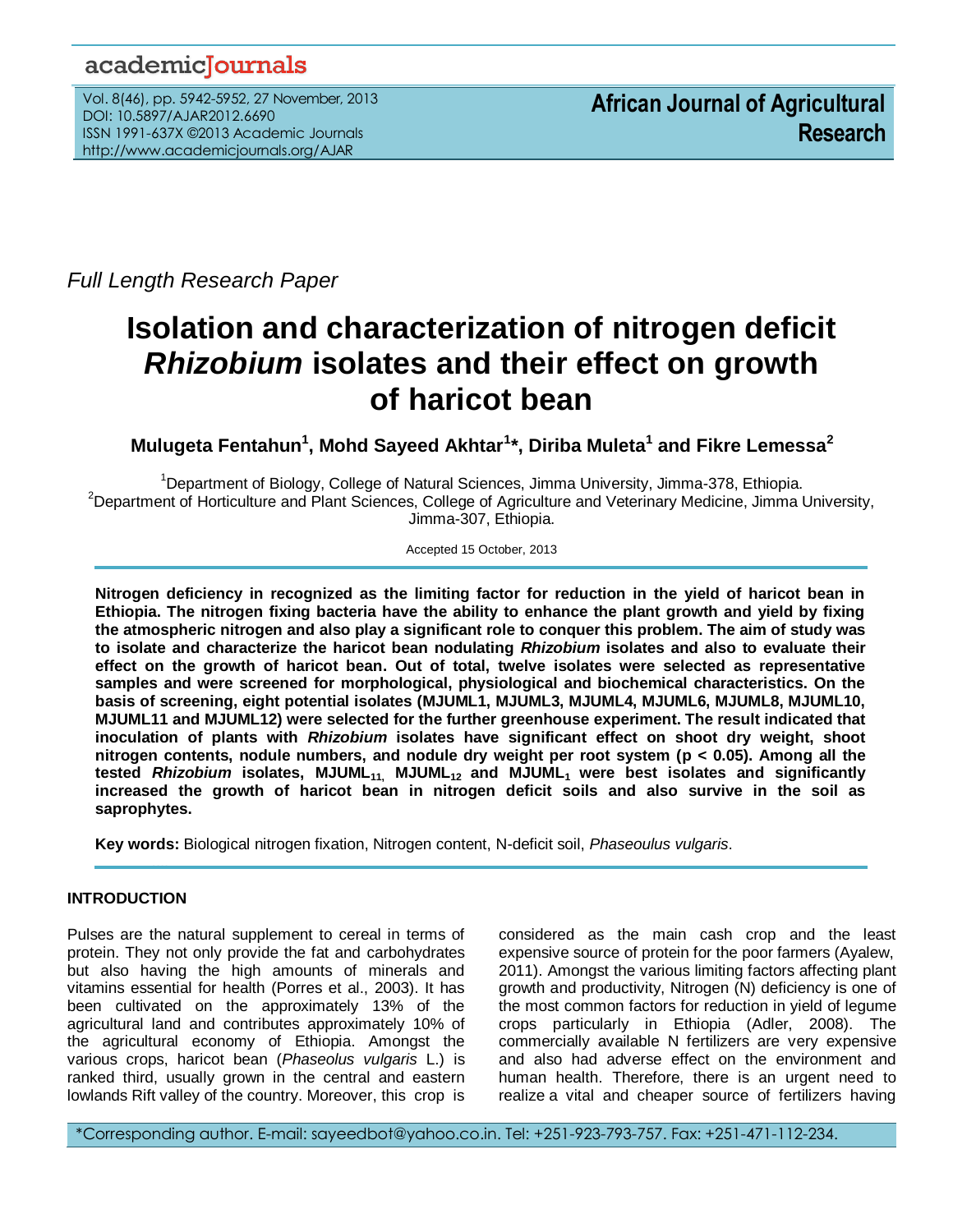*Full Length Research Paper*

# Isolation and characterization of nitrogen deficit *Rhizobium* isolates and their effect on growth of haricot bean

**Mulugeta Fentahun[1], Mohd Sayeed Akhtar[1]\*, Diriba Muleta[1] and Fikre Lemessa[2]**

[1]Department of Biology, College of Natural Sciences, Jimma University, Jimma-378, Ethiopia.
[2]Department of Horticulture and Plant Sciences, College of Agriculture and Veterinary Medicine, Jimma University, Jimma-307, Ethiopia.

Accepted 15 October, 2013

**Nitrogen deficiency in recognized as the limiting factor for reduction in the yield of haricot bean in Ethiopia. The nitrogen fixing bacteria have the ability to enhance the plant growth and yield by fixing the atmospheric nitrogen and also play a significant role to conquer this problem. The aim of study was to isolate and characterize the haricot bean nodulating *Rhizobium* isolates and also to evaluate their effect on the growth of haricot bean. Out of total, twelve isolates were selected as representative samples and were screened for morphological, physiological and biochemical characteristics. On the basis of screening, eight potential isolates (MJUML1, MJUML3, MJUML4, MJUML6, MJUML8, MJUML10, MJUML11 and MJUML12) were selected for the further greenhouse experiment. The result indicated that inoculation of plants with *Rhizobium* isolates have significant effect on shoot dry weight, shoot nitrogen contents, nodule numbers, and nodule dry weight per root system ($p < 0.05$). Among all the tested *Rhizobium* isolates, $MJUML_{11}$, $MJUML_{12}$ and $MJUML_{1}$ were best isolates and significantly increased the growth of haricot bean in nitrogen deficit soils and also survive in the soil as saprophytes.**

**Key words:** Biological nitrogen fixation, Nitrogen content, N-deficit soil, *Phaseoulus vulgaris*.

## INTRODUCTION

Pulses are the natural supplement to cereal in terms of protein. They not only provide the fat and carbohydrates but also having the high amounts of minerals and vitamins essential for health (Porres et al., 2003). It has been cultivated on the approximately 13% of the agricultural land and contributes approximately 10% of the agricultural economy of Ethiopia. Amongst the various crops, haricot bean (*Phaseolus vulgaris* L.) is ranked third, usually grown in the central and eastern lowlands Rift valley of the country. Moreover, this crop is considered as the main cash crop and the least expensive source of protein for the poor farmers (Ayalew, 2011). Amongst the various limiting factors affecting plant growth and productivity, Nitrogen (N) deficiency is one of the most common factors for reduction in yield of legume crops particularly in Ethiopia (Adler, 2008). The commercially available N fertilizers are very expensive and also had adverse effect on the environment and human health. Therefore, there is an urgent need to realize a vital and cheaper source of fertilizers having

\*Corresponding author. E-mail: sayeedbot@yahoo.co.in. Tel: +251-923-793-757. Fax: +251-471-112-234.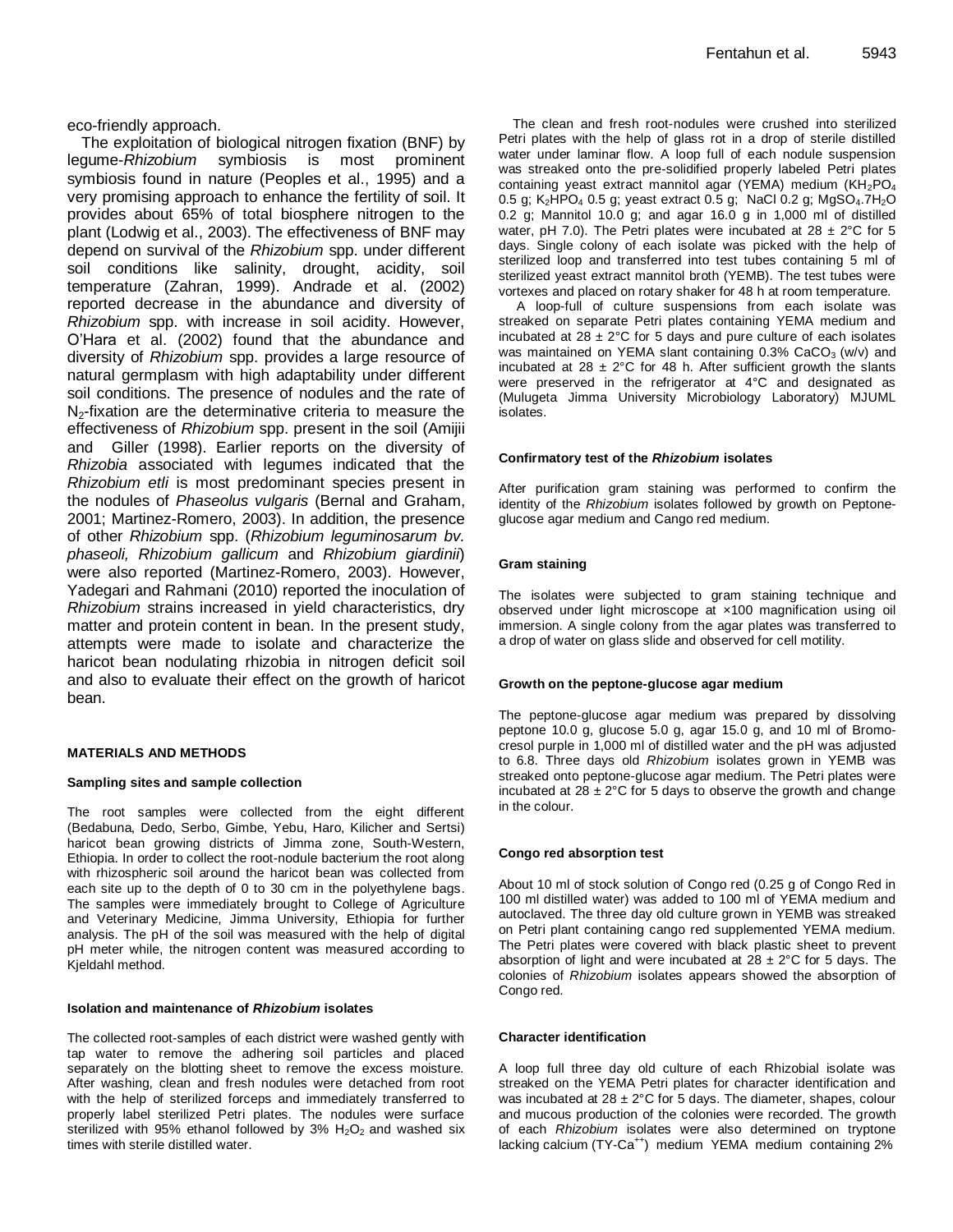eco-friendly approach.

The exploitation of biological nitrogen fixation (BNF) by legume-*Rhizobium* symbiosis is most prominent symbiosis found in nature (Peoples et al., 1995) and a very promising approach to enhance the fertility of soil. It provides about 65% of total biosphere nitrogen to the plant (Lodwig et al., 2003). The effectiveness of BNF may depend on survival of the *Rhizobium* spp. under different soil conditions like salinity, drought, acidity, soil temperature (Zahran, 1999). Andrade et al. (2002) reported decrease in the abundance and diversity of *Rhizobium* spp. with increase in soil acidity. However, O'Hara et al. (2002) found that the abundance and diversity of *Rhizobium* spp. provides a large resource of natural germplasm with high adaptability under different soil conditions. The presence of nodules and the rate of $N_2$-fixation are the determinative criteria to measure the effectiveness of *Rhizobium* spp. present in the soil (Amijii and Giller (1998). Earlier reports on the diversity of *Rhizobia* associated with legumes indicated that the *Rhizobium etli* is most predominant species present in the nodules of *Phaseolus vulgaris* (Bernal and Graham, 2001; Martinez-Romero, 2003). In addition, the presence of other *Rhizobium* spp. (*Rhizobium leguminosarum bv. phaseoli, Rhizobium gallicum* and *Rhizobium giardinii*) were also reported (Martinez-Romero, 2003). However, Yadegari and Rahmani (2010) reported the inoculation of *Rhizobium* strains increased in yield characteristics, dry matter and protein content in bean. In the present study, attempts were made to isolate and characterize the haricot bean nodulating rhizobia in nitrogen deficit soil and also to evaluate their effect on the growth of haricot bean.

## MATERIALS AND METHODS

### Sampling sites and sample collection

The root samples were collected from the eight different (Bedabuna, Dedo, Serbo, Gimbe, Yebu, Haro, Kilicher and Sertsi) haricot bean growing districts of Jimma zone, South-Western, Ethiopia. In order to collect the root-nodule bacterium the root along with rhizospheric soil around the haricot bean was collected from each site up to the depth of 0 to 30 cm in the polyethylene bags. The samples were immediately brought to College of Agriculture and Veterinary Medicine, Jimma University, Ethiopia for further analysis. The pH of the soil was measured with the help of digital pH meter while, the nitrogen content was measured according to Kjeldahl method.

### Isolation and maintenance of *Rhizobium* isolates

The collected root-samples of each district were washed gently with tap water to remove the adhering soil particles and placed separately on the blotting sheet to remove the excess moisture. After washing, clean and fresh nodules were detached from root with the help of sterilized forceps and immediately transferred to properly label sterilized Petri plates. The nodules were surface sterilized with 95% ethanol followed by 3% $H_2O_2$ and washed six times with sterile distilled water.

The clean and fresh root-nodules were crushed into sterilized Petri plates with the help of glass rot in a drop of sterile distilled water under laminar flow. A loop full of each nodule suspension was streaked onto the pre-solidified properly labeled Petri plates containing yeast extract mannitol agar (YEMA) medium ($KH_2PO_4$ 0.5 g; $K_2HPO_4$ 0.5 g; yeast extract 0.5 g; NaCl 0.2 g; $MgSO_4.7H_2O$ 0.2 g; Mannitol 10.0 g; and agar 16.0 g in 1,000 ml of distilled water, pH 7.0). The Petri plates were incubated at 28 ± 2°C for 5 days. Single colony of each isolate was picked with the help of sterilized loop and transferred into test tubes containing 5 ml of sterilized yeast extract mannitol broth (YEMB). The test tubes were vortexes and placed on rotary shaker for 48 h at room temperature.

A loop-full of culture suspensions from each isolate was streaked on separate Petri plates containing YEMA medium and incubated at 28 ± 2°C for 5 days and pure culture of each isolates was maintained on YEMA slant containing 0.3% $CaCO_3$ (w/v) and incubated at 28 ± 2°C for 48 h. After sufficient growth the slants were preserved in the refrigerator at 4°C and designated as (Mulugeta Jimma University Microbiology Laboratory) MJUML isolates.

### Confirmatory test of the *Rhizobium* isolates

After purification gram staining was performed to confirm the identity of the *Rhizobium* isolates followed by growth on Peptone-glucose agar medium and Cango red medium.

### Gram staining

The isolates were subjected to gram staining technique and observed under light microscope at ×100 magnification using oil immersion. A single colony from the agar plates was transferred to a drop of water on glass slide and observed for cell motility.

### Growth on the peptone-glucose agar medium

The peptone-glucose agar medium was prepared by dissolving peptone 10.0 g, glucose 5.0 g, agar 15.0 g, and 10 ml of Bromo-cresol purple in 1,000 ml of distilled water and the pH was adjusted to 6.8. Three days old *Rhizobium* isolates grown in YEMB was streaked onto peptone-glucose agar medium. The Petri plates were incubated at 28 ± 2°C for 5 days to observe the growth and change in the colour.

### Congo red absorption test

About 10 ml of stock solution of Congo red (0.25 g of Congo Red in 100 ml distilled water) was added to 100 ml of YEMA medium and autoclaved. The three day old culture grown in YEMB was streaked on Petri plant containing cango red supplemented YEMA medium. The Petri plates were covered with black plastic sheet to prevent absorption of light and were incubated at 28 ± 2°C for 5 days. The colonies of *Rhizobium* isolates appears showed the absorption of Congo red.

### Character identification

A loop full three day old culture of each Rhizobial isolate was streaked on the YEMA Petri plates for character identification and was incubated at 28 ± 2°C for 5 days. The diameter, shapes, colour and mucous production of the colonies were recorded. The growth of each *Rhizobium* isolates were also determined on tryptone lacking calcium (TY-$Ca^{++}$) medium YEMA medium containing 2%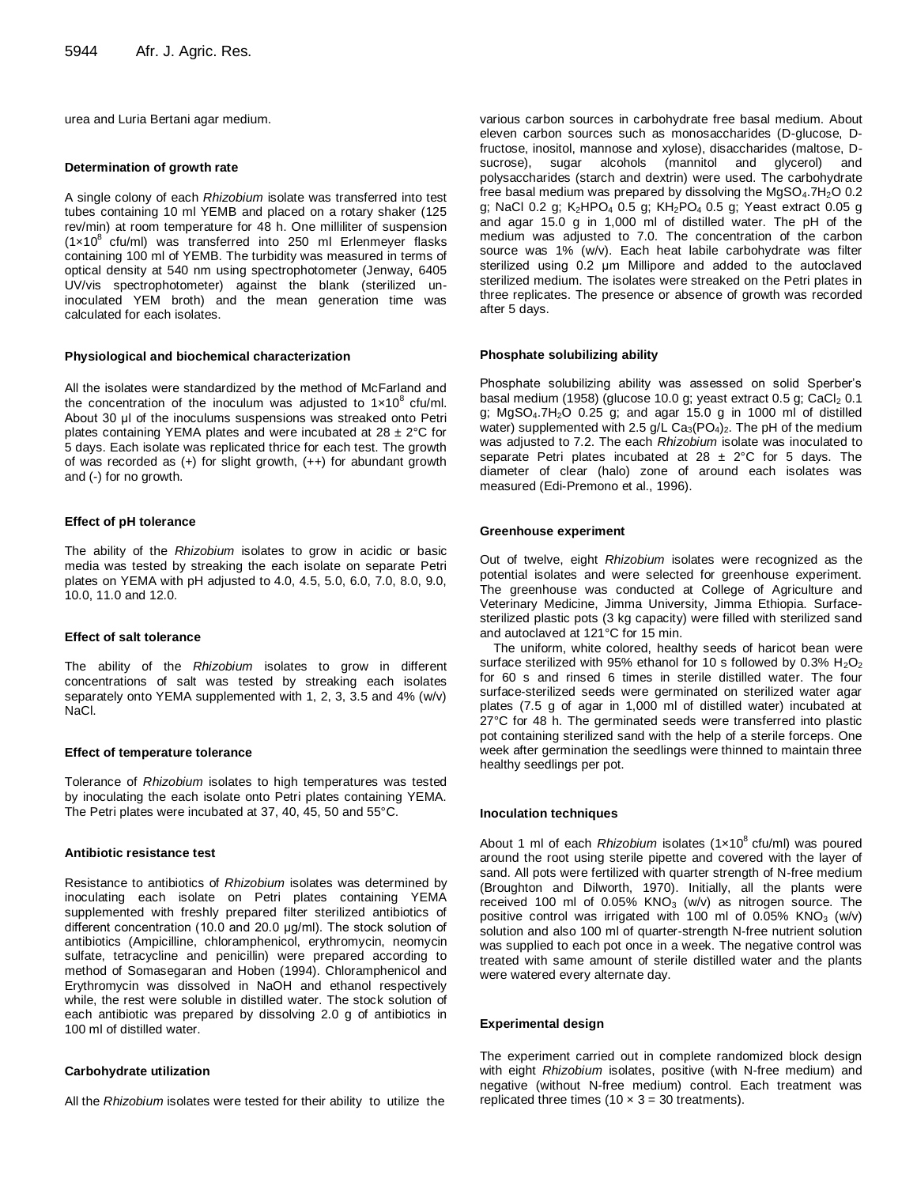urea and Luria Bertani agar medium.

#### Determination of growth rate

A single colony of each *Rhizobium* isolate was transferred into test tubes containing 10 ml YEMB and placed on a rotary shaker (125 rev/min) at room temperature for 48 h. One milliliter of suspension ($1\times10^8$ cfu/ml) was transferred into 250 ml Erlenmeyer flasks containing 100 ml of YEMB. The turbidity was measured in terms of optical density at 540 nm using spectrophotometer (Jenway, 6405 UV/vis spectrophotometer) against the blank (sterilized un-inoculated YEM broth) and the mean generation time was calculated for each isolates.

#### Physiological and biochemical characterization

All the isolates were standardized by the method of McFarland and the concentration of the inoculum was adjusted to $1\times10^8$ cfu/ml. About 30 µl of the inoculums suspensions was streaked onto Petri plates containing YEMA plates and were incubated at 28 ± 2°C for 5 days. Each isolate was replicated thrice for each test. The growth of was recorded as (+) for slight growth, (++) for abundant growth and (-) for no growth.

#### Effect of pH tolerance

The ability of the *Rhizobium* isolates to grow in acidic or basic media was tested by streaking the each isolate on separate Petri plates on YEMA with pH adjusted to 4.0, 4.5, 5.0, 6.0, 7.0, 8.0, 9.0, 10.0, 11.0 and 12.0.

#### Effect of salt tolerance

The ability of the *Rhizobium* isolates to grow in different concentrations of salt was tested by streaking each isolates separately onto YEMA supplemented with 1, 2, 3, 3.5 and 4% (w/v) NaCl.

#### Effect of temperature tolerance

Tolerance of *Rhizobium* isolates to high temperatures was tested by inoculating the each isolate onto Petri plates containing YEMA. The Petri plates were incubated at 37, 40, 45, 50 and 55°C.

#### Antibiotic resistance test

Resistance to antibiotics of *Rhizobium* isolates was determined by inoculating each isolate on Petri plates containing YEMA supplemented with freshly prepared filter sterilized antibiotics of different concentration (10.0 and 20.0 µg/ml). The stock solution of antibiotics (Ampicilline, chloramphenicol, erythromycin, neomycin sulfate, tetracycline and penicillin) were prepared according to method of Somasegaran and Hoben (1994). Chloramphenicol and Erythromycin was dissolved in NaOH and ethanol respectively while, the rest were soluble in distilled water. The stock solution of each antibiotic was prepared by dissolving 2.0 g of antibiotics in 100 ml of distilled water.

#### Carbohydrate utilization

All the *Rhizobium* isolates were tested for their ability to utilize the various carbon sources in carbohydrate free basal medium. About eleven carbon sources such as monosaccharides (D-glucose, D-fructose, inositol, mannose and xylose), disaccharides (maltose, D-sucrose), sugar alcohols (mannitol and glycerol) and polysaccharides (starch and dextrin) were used. The carbohydrate free basal medium was prepared by dissolving the $MgSO_4.7H_2O$ 0.2 g; NaCl 0.2 g; $K_2HPO_4$ 0.5 g; $KH_2PO_4$ 0.5 g; Yeast extract 0.05 g and agar 15.0 g in 1,000 ml of distilled water. The pH of the medium was adjusted to 7.0. The concentration of the carbon source was 1% (w/v). Each heat labile carbohydrate was filter sterilized using 0.2 µm Millipore and added to the autoclaved sterilized medium. The isolates were streaked on the Petri plates in three replicates. The presence or absence of growth was recorded after 5 days.

#### Phosphate solubilizing ability

Phosphate solubilizing ability was assessed on solid Sperber's basal medium (1958) (glucose 10.0 g; yeast extract 0.5 g; $CaCl_2$ 0.1 g; $MgSO_4.7H_2O$ 0.25 g; and agar 15.0 g in 1000 ml of distilled water) supplemented with 2.5 g/L $Ca_3(PO_4)_2$. The pH of the medium was adjusted to 7.2. The each *Rhizobium* isolate was inoculated to separate Petri plates incubated at 28 ± 2°C for 5 days. The diameter of clear (halo) zone of around each isolates was measured (Edi-Premono et al., 1996).

#### Greenhouse experiment

Out of twelve, eight *Rhizobium* isolates were recognized as the potential isolates and were selected for greenhouse experiment. The greenhouse was conducted at College of Agriculture and Veterinary Medicine, Jimma University, Jimma Ethiopia. Surface-sterilized plastic pots (3 kg capacity) were filled with sterilized sand and autoclaved at 121°C for 15 min.

The uniform, white colored, healthy seeds of haricot bean were surface sterilized with 95% ethanol for 10 s followed by 0.3% $H_2O_2$ for 60 s and rinsed 6 times in sterile distilled water. The four surface-sterilized seeds were germinated on sterilized water agar plates (7.5 g of agar in 1,000 ml of distilled water) incubated at 27°C for 48 h. The germinated seeds were transferred into plastic pot containing sterilized sand with the help of a sterile forceps. One week after germination the seedlings were thinned to maintain three healthy seedlings per pot.

#### Inoculation techniques

About 1 ml of each *Rhizobium* isolates ($1\times10^8$ cfu/ml) was poured around the root using sterile pipette and covered with the layer of sand. All pots were fertilized with quarter strength of N-free medium (Broughton and Dilworth, 1970). Initially, all the plants were received 100 ml of 0.05% $KNO_3$ (w/v) as nitrogen source. The positive control was irrigated with 100 ml of 0.05% $KNO_3$ (w/v) solution and also 100 ml of quarter-strength N-free nutrient solution was supplied to each pot once in a week. The negative control was treated with same amount of sterile distilled water and the plants were watered every alternate day.

#### Experimental design

The experiment carried out in complete randomized block design with eight *Rhizobium* isolates, positive (with N-free medium) and negative (without N-free medium) control. Each treatment was replicated three times ($10 \times 3 = 30$ treatments).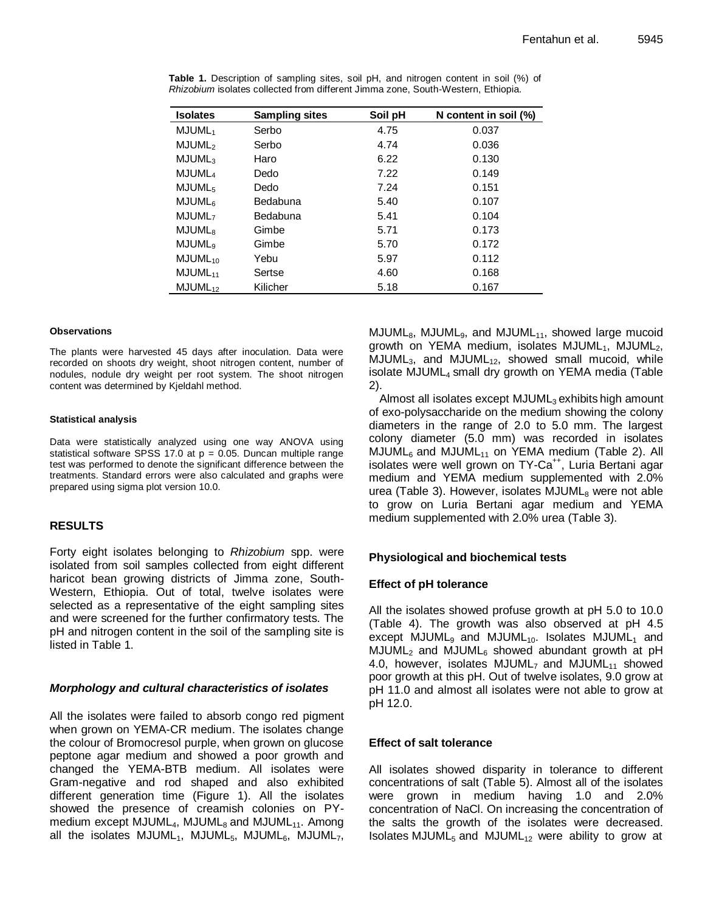**Table 1.** Description of sampling sites, soil pH, and nitrogen content in soil (%) of *Rhizobium* isolates collected from different Jimma zone, South-Western, Ethiopia.

| Isolates | Sampling sites | Soil pH | N content in soil (%) |
|---|---|---|---|
| $MJUML_1$ | Serbo | 4.75 | 0.037 |
| $MJUML_2$ | Serbo | 4.74 | 0.036 |
| $MJUML_3$ | Haro | 6.22 | 0.130 |
| $MJUML_4$ | Dedo | 7.22 | 0.149 |
| $MJUML_5$ | Dedo | 7.24 | 0.151 |
| $MJUML_6$ | Bedabuna | 5.40 | 0.107 |
| $MJUML_7$ | Bedabuna | 5.41 | 0.104 |
| $MJUML_8$ | Gimbe | 5.71 | 0.173 |
| $MJUML_9$ | Gimbe | 5.70 | 0.172 |
| $MJUML_{10}$ | Yebu | 5.97 | 0.112 |
| $MJUML_{11}$ | Sertse | 4.60 | 0.168 |
| $MJUML_{12}$ | Kilicher | 5.18 | 0.167 |

#### Observations

The plants were harvested 45 days after inoculation. Data were recorded on shoots dry weight, shoot nitrogen content, number of nodules, nodule dry weight per root system. The shoot nitrogen content was determined by Kjeldahl method.

#### Statistical analysis

Data were statistically analyzed using one way ANOVA using statistical software SPSS 17.0 at $p = 0.05$. Duncan multiple range test was performed to denote the significant difference between the treatments. Standard errors were also calculated and graphs were prepared using sigma plot version 10.0.

## RESULTS

Forty eight isolates belonging to *Rhizobium* spp. were isolated from soil samples collected from eight different haricot bean growing districts of Jimma zone, South-Western, Ethiopia. Out of total, twelve isolates were selected as a representative of the eight sampling sites and were screened for the further confirmatory tests. The pH and nitrogen content in the soil of the sampling site is listed in Table 1.

### *Morphology and cultural characteristics of isolates*

All the isolates were failed to absorb congo red pigment when grown on YEMA-CR medium. The isolates change the colour of Bromocresol purple, when grown on glucose peptone agar medium and showed a poor growth and changed the YEMA-BTB medium. All isolates were Gram-negative and rod shaped and also exhibited different generation time (Figure 1). All the isolates showed the presence of creamish colonies on PY-medium except $MJUML_4$, $MJUML_8$ and $MJUML_{11}$. Among all the isolates $MJUML_1$, $MJUML_5$, $MJUML_6$, $MJUML_7$, $MJUML_8$, $MJUML_9$, and $MJUML_{11}$, showed large mucoid growth on YEMA medium, isolates $MJUML_1$, $MJUML_2$, $MJUML_3$, and $MJUML_{12}$, showed small mucoid, while isolate $MJUML_4$ small dry growth on YEMA media (Table 2).

Almost all isolates except $MJUML_3$ exhibits high amount of exo-polysaccharide on the medium showing the colony diameters in the range of 2.0 to 5.0 mm. The largest colony diameter (5.0 mm) was recorded in isolates $MJUML_6$ and $MJUML_{11}$ on YEMA medium (Table 2). All isolates were well grown on TY-$Ca^{++}$, Luria Bertani agar medium and YEMA medium supplemented with 2.0% urea (Table 3). However, isolates $MJUML_8$ were not able to grow on Luria Bertani agar medium and YEMA medium supplemented with 2.0% urea (Table 3).

### Physiological and biochemical tests

### Effect of pH tolerance

All the isolates showed profuse growth at pH 5.0 to 10.0 (Table 4). The growth was also observed at pH 4.5 except $MJUML_9$ and $MJUML_{10}$. Isolates $MJUML_1$ and $MJUML_2$ and $MJUML_6$ showed abundant growth at pH 4.0, however, isolates $MJUML_7$ and $MJUML_{11}$ showed poor growth at this pH. Out of twelve isolates, 9.0 grow at pH 11.0 and almost all isolates were not able to grow at pH 12.0.

### Effect of salt tolerance

All isolates showed disparity in tolerance to different concentrations of salt (Table 5). Almost all of the isolates were grown in medium having 1.0 and 2.0% concentration of NaCl. On increasing the concentration of the salts the growth of the isolates were decreased. Isolates $MJUML_5$ and $MJUML_{12}$ were ability to grow at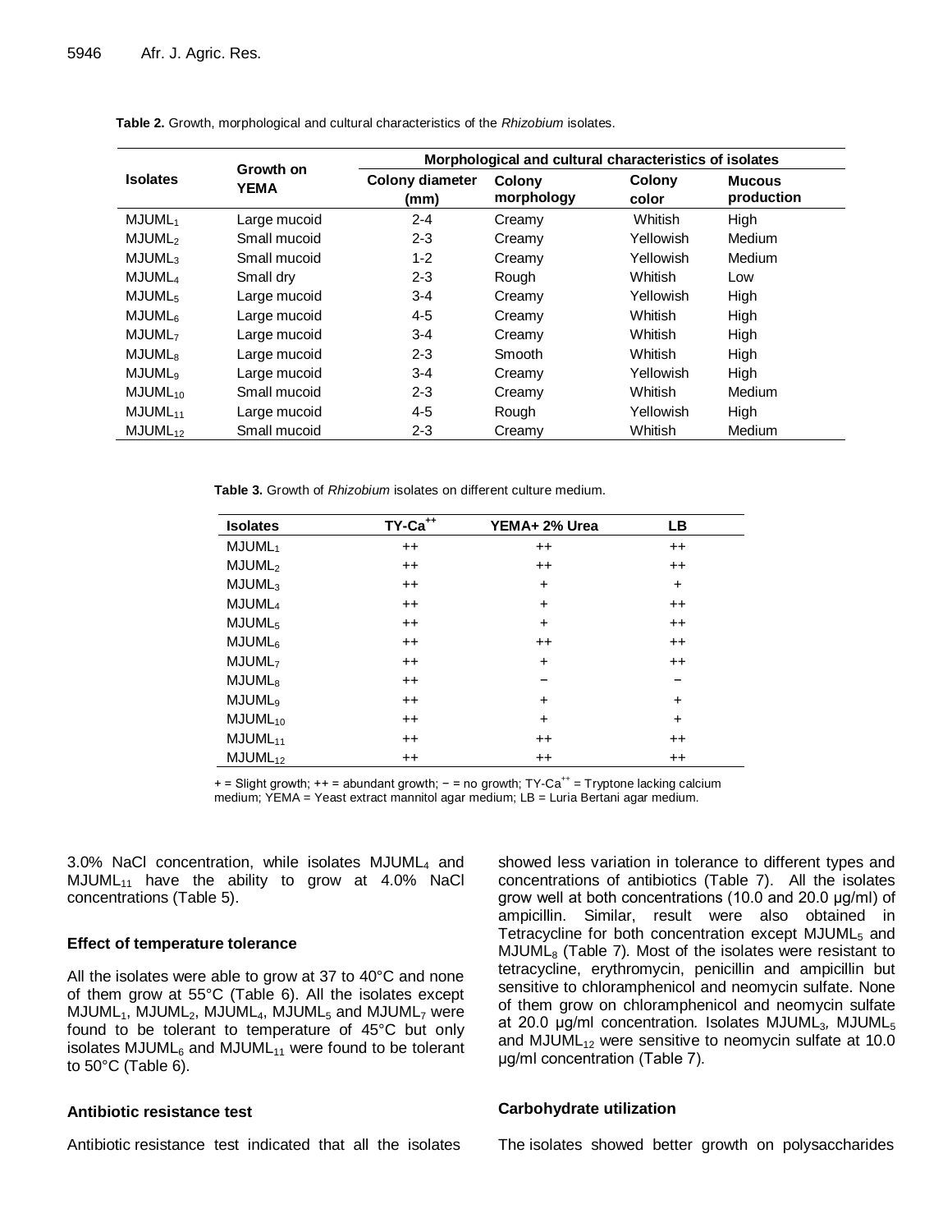**Table 2.** Growth, morphological and cultural characteristics of the *Rhizobium* isolates.

| Isolates | Growth on YEMA | Morphological and cultural characteristics of isolates | | | |
|---|---|---|---|---|---|
| | | Colony diameter (mm) | Colony morphology | Colony color | Mucous production |
| $MJUML_1$ | Large mucoid | 2-4 | Creamy | Whitish | High |
| $MJUML_2$ | Small mucoid | 2-3 | Creamy | Yellowish | Medium |
| $MJUML_3$ | Small mucoid | 1-2 | Creamy | Yellowish | Medium |
| $MJUML_4$ | Small dry | 2-3 | Rough | Whitish | Low |
| $MJUML_5$ | Large mucoid | 3-4 | Creamy | Yellowish | High |
| $MJUML_6$ | Large mucoid | 4-5 | Creamy | Whitish | High |
| $MJUML_7$ | Large mucoid | 3-4 | Creamy | Whitish | High |
| $MJUML_8$ | Large mucoid | 2-3 | Smooth | Whitish | High |
| $MJUML_9$ | Large mucoid | 3-4 | Creamy | Yellowish | High |
| $MJUML_{10}$ | Small mucoid | 2-3 | Creamy | Whitish | Medium |
| $MJUML_{11}$ | Large mucoid | 4-5 | Rough | Yellowish | High |
| $MJUML_{12}$ | Small mucoid | 2-3 | Creamy | Whitish | Medium |

**Table 3.** Growth of *Rhizobium* isolates on different culture medium.

| Isolates | $TY\text{-}Ca^{++}$ | YEMA+ 2% Urea | LB |
|---|---|---|---|
| $MJUML_1$ | ++ | ++ | ++ |
| $MJUML_2$ | ++ | ++ | ++ |
| $MJUML_3$ | ++ | + | + |
| $MJUML_4$ | ++ | + | ++ |
| $MJUML_5$ | ++ | + | ++ |
| $MJUML_6$ | ++ | ++ | ++ |
| $MJUML_7$ | ++ | + | ++ |
| $MJUML_8$ | ++ | − | − |
| $MJUML_9$ | ++ | + | + |
| $MJUML_{10}$ | ++ | + | + |
| $MJUML_{11}$ | ++ | ++ | ++ |
| $MJUML_{12}$ | ++ | ++ | ++ |

+ = Slight growth; ++ = abundant growth; − = no growth; $TY\text{-}Ca^{++}$ = Tryptone lacking calcium medium; YEMA = Yeast extract mannitol agar medium; LB = Luria Bertani agar medium.

3.0% NaCl concentration, while isolates $MJUML_4$ and $MJUML_{11}$ have the ability to grow at 4.0% NaCl concentrations (Table 5).

### Effect of temperature tolerance

All the isolates were able to grow at 37 to 40°C and none of them grow at 55°C (Table 6). All the isolates except $MJUML_1$, $MJUML_2$, $MJUML_4$, $MJUML_5$ and $MJUML_7$ were found to be tolerant to temperature of 45°C but only isolates $MJUML_6$ and $MJUML_{11}$ were found to be tolerant to 50°C (Table 6).

### Antibiotic resistance test

Antibiotic resistance test indicated that all the isolates showed less variation in tolerance to different types and concentrations of antibiotics (Table 7). All the isolates grow well at both concentrations (10.0 and 20.0 µg/ml) of ampicillin. Similar, result were also obtained in Tetracycline for both concentration except $MJUML_5$ and $MJUML_8$ (Table 7). Most of the isolates were resistant to tetracycline, erythromycin, penicillin and ampicillin but sensitive to chloramphenicol and neomycin sulfate. None of them grow on chloramphenicol and neomycin sulfate at 20.0 µg/ml concentration. Isolates $MJUML_3$, $MJUML_5$ and $MJUML_{12}$ were sensitive to neomycin sulfate at 10.0 µg/ml concentration (Table 7).

### Carbohydrate utilization

The isolates showed better growth on polysaccharides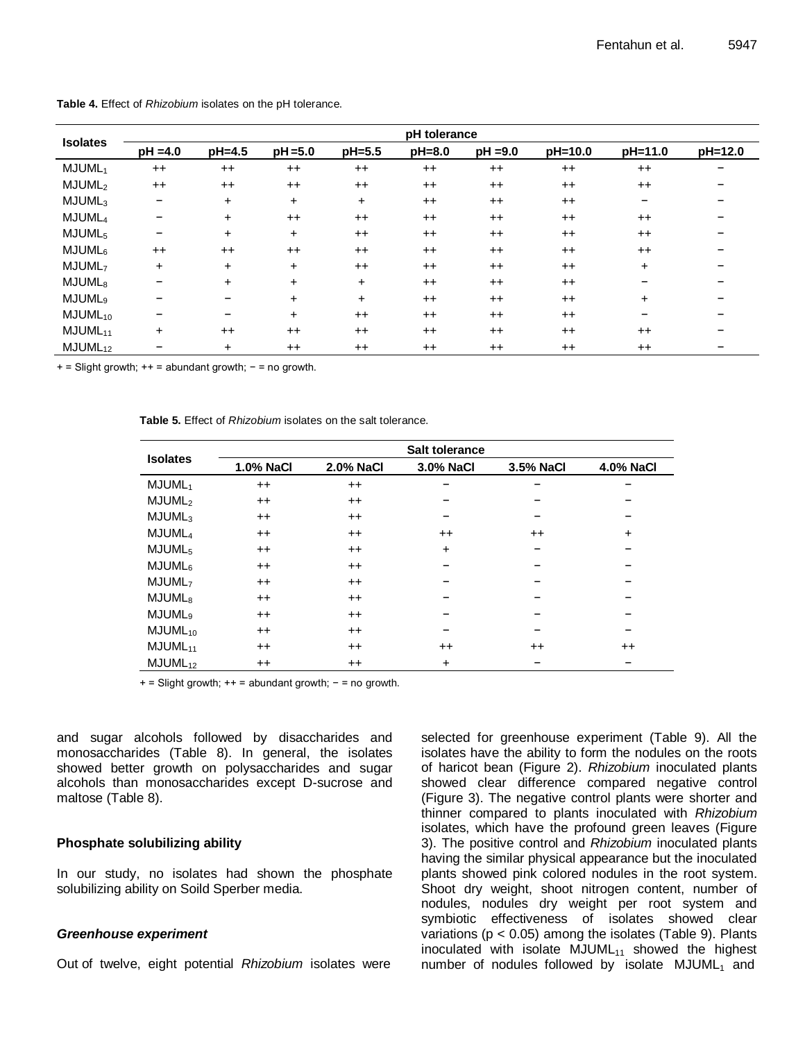**Table 4.** Effect of *Rhizobium* isolates on the pH tolerance.

| Isolates | pH tolerance | | | | | | | | |
|---|---|---|---|---|---|---|---|---|---|
| | pH =4.0 | pH=4.5 | pH =5.0 | pH=5.5 | pH=8.0 | pH =9.0 | pH=10.0 | pH=11.0 | pH=12.0 |
| $MJUML_1$ | ++ | ++ | ++ | ++ | ++ | ++ | ++ | ++ | − |
| $MJUML_2$ | ++ | ++ | ++ | ++ | ++ | ++ | ++ | ++ | − |
| $MJUML_3$ | − | + | + | + | ++ | ++ | ++ | − | − |
| $MJUML_4$ | − | + | ++ | ++ | ++ | ++ | ++ | ++ | − |
| $MJUML_5$ | − | + | + | ++ | ++ | ++ | ++ | ++ | − |
| $MJUML_6$ | ++ | ++ | ++ | ++ | ++ | ++ | ++ | ++ | − |
| $MJUML_7$ | + | + | + | ++ | ++ | ++ | ++ | + | − |
| $MJUML_8$ | − | + | + | + | ++ | ++ | ++ | − | − |
| $MJUML_9$ | − | − | + | + | ++ | ++ | ++ | + | − |
| $MJUML_{10}$ | − | − | + | ++ | ++ | ++ | ++ | − | − |
| $MJUML_{11}$ | + | ++ | ++ | ++ | ++ | ++ | ++ | ++ | − |
| $MJUML_{12}$ | − | + | ++ | ++ | ++ | ++ | ++ | ++ | − |

+ = Slight growth; ++ = abundant growth; − = no growth.

**Table 5.** Effect of *Rhizobium* isolates on the salt tolerance.

| Isolates | Salt tolerance | | | | |
|---|---|---|---|---|---|
| | 1.0% NaCl | 2.0% NaCl | 3.0% NaCl | 3.5% NaCl | 4.0% NaCl |
| $MJUML_1$ | ++ | ++ | − | − | − |
| $MJUML_2$ | ++ | ++ | − | − | − |
| $MJUML_3$ | ++ | ++ | − | − | − |
| $MJUML_4$ | ++ | ++ | ++ | ++ | + |
| $MJUML_5$ | ++ | ++ | + | − | − |
| $MJUML_6$ | ++ | ++ | − | − | − |
| $MJUML_7$ | ++ | ++ | − | − | − |
| $MJUML_8$ | ++ | ++ | − | − | − |
| $MJUML_9$ | ++ | ++ | − | − | − |
| $MJUML_{10}$ | ++ | ++ | − | − | − |
| $MJUML_{11}$ | ++ | ++ | ++ | ++ | ++ |
| $MJUML_{12}$ | ++ | ++ | + | − | − |

+ = Slight growth; ++ = abundant growth; − = no growth.

and sugar alcohols followed by disaccharides and monosaccharides (Table 8). In general, the isolates showed better growth on polysaccharides and sugar alcohols than monosaccharides except D-sucrose and maltose (Table 8).

### Phosphate solubilizing ability

In our study, no isolates had shown the phosphate solubilizing ability on Soild Sperber media.

### *Greenhouse experiment*

Out of twelve, eight potential *Rhizobium* isolates were selected for greenhouse experiment (Table 9). All the isolates have the ability to form the nodules on the roots of haricot bean (Figure 2). *Rhizobium* inoculated plants showed clear difference compared negative control (Figure 3). The negative control plants were shorter and thinner compared to plants inoculated with *Rhizobium* isolates, which have the profound green leaves (Figure 3). The positive control and *Rhizobium* inoculated plants having the similar physical appearance but the inoculated plants showed pink colored nodules in the root system. Shoot dry weight, shoot nitrogen content, number of nodules, nodules dry weight per root system and symbiotic effectiveness of isolates showed clear variations ($p < 0.05$) among the isolates (Table 9). Plants inoculated with isolate $MJUML_{11}$ showed the highest number of nodules followed by isolate $MJUML_1$ and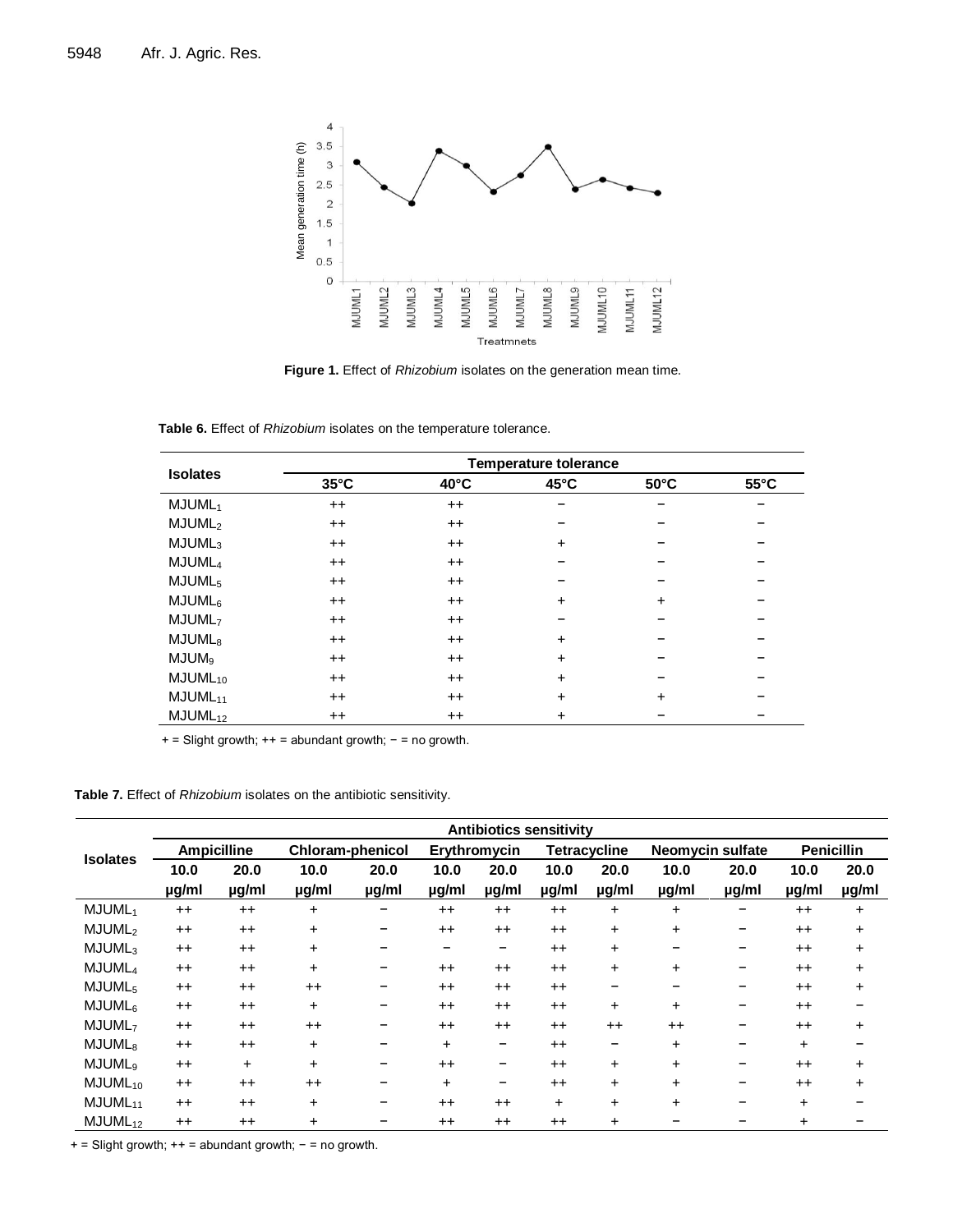**Figure 1.** Effect of *Rhizobium* isolates on the generation mean time.

**Table 6.** Effect of *Rhizobium* isolates on the temperature tolerance.

| Isolates | Temperature tolerance | | | | |
|---|---|---|---|---|---|
| | 35°C | 40°C | 45°C | 50°C | 55°C |
| $MJUML_1$ | ++ | ++ | − | − | − |
| $MJUML_2$ | ++ | ++ | − | − | − |
| $MJUML_3$ | ++ | ++ | + | − | − |
| $MJUML_4$ | ++ | ++ | − | − | − |
| $MJUML_5$ | ++ | ++ | − | − | − |
| $MJUML_6$ | ++ | ++ | + | + | − |
| $MJUML_7$ | ++ | ++ | − | − | − |
| $MJUML_8$ | ++ | ++ | + | − | − |
| $MJUM_9$ | ++ | ++ | + | − | − |
| $MJUML_{10}$ | ++ | ++ | + | − | − |
| $MJUML_{11}$ | ++ | ++ | + | + | − |
| $MJUML_{12}$ | ++ | ++ | + | − | − |

+ = Slight growth; ++ = abundant growth; − = no growth.

**Table 7.** Effect of *Rhizobium* isolates on the antibiotic sensitivity.

| Isolates | Antibiotics sensitivity | | | | | | | | | | | |
|---|---|---|---|---|---|---|---|---|---|---|---|---|
| | Ampicilline | | Chloram-phenicol | | Erythromycin | | Tetracycline | | Neomycin sulfate | | Penicillin | |
| | 10.0 µg/ml | 20.0 µg/ml | 10.0 µg/ml | 20.0 µg/ml | 10.0 µg/ml | 20.0 µg/ml | 10.0 µg/ml | 20.0 µg/ml | 10.0 µg/ml | 20.0 µg/ml | 10.0 µg/ml | 20.0 µg/ml |
| $MJUML_1$ | ++ | ++ | + | − | ++ | ++ | ++ | + | + | − | ++ | + |
| $MJUML_2$ | ++ | ++ | + | − | ++ | ++ | ++ | + | + | − | ++ | + |
| $MJUML_3$ | ++ | ++ | + | − | − | − | ++ | + | − | − | ++ | + |
| $MJUML_4$ | ++ | ++ | + | − | ++ | ++ | ++ | + | + | − | ++ | + |
| $MJUML_5$ | ++ | ++ | ++ | − | ++ | ++ | ++ | − | − | − | ++ | + |
| $MJUML_6$ | ++ | ++ | + | − | ++ | ++ | ++ | + | + | − | ++ | − |
| $MJUML_7$ | ++ | ++ | ++ | − | ++ | ++ | ++ | ++ | ++ | − | ++ | + |
| $MJUML_8$ | ++ | ++ | + | − | + | − | ++ | − | + | − | + | − |
| $MJUML_9$ | ++ | + | + | − | ++ | − | ++ | + | + | − | ++ | + |
| $MJUML_{10}$ | ++ | ++ | ++ | − | + | − | ++ | + | + | − | ++ | + |
| $MJUML_{11}$ | ++ | ++ | + | − | ++ | ++ | + | + | + | − | + | − |
| $MJUML_{12}$ | ++ | ++ | + | − | ++ | ++ | ++ | + | − | − | + | − |

+ = Slight growth; ++ = abundant growth; − = no growth.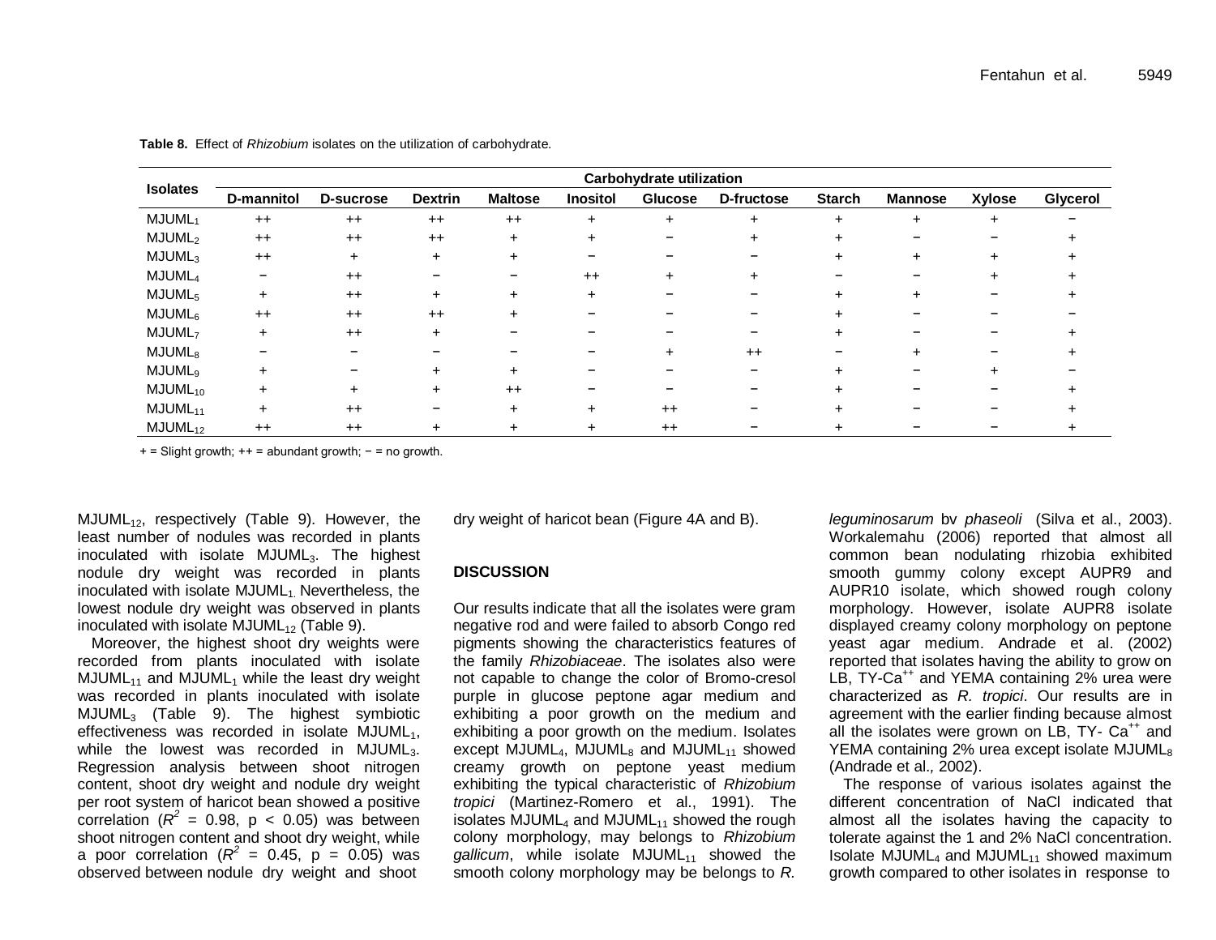**Table 8.** Effect of *Rhizobium* isolates on the utilization of carbohydrate.

| Isolates | Carbohydrate utilization | | | | | | | | | | |
|---|---|---|---|---|---|---|---|---|---|---|---|
| | D-mannitol | D-sucrose | Dextrin | Maltose | Inositol | Glucose | D-fructose | Starch | Mannose | Xylose | Glycerol |
| $MJUML_1$ | ++ | ++ | ++ | ++ | + | + | + | + | + | + | − |
| $MJUML_2$ | ++ | ++ | ++ | + | + | − | + | + | − | − | + |
| $MJUML_3$ | ++ | + | + | + | − | − | − | + | + | + | + |
| $MJUML_4$ | − | ++ | − | − | ++ | + | + | − | − | + | + |
| $MJUML_5$ | + | ++ | + | + | + | − | − | + | + | − | + |
| $MJUML_6$ | ++ | ++ | ++ | + | − | − | − | + | − | − | − |
| $MJUML_7$ | + | ++ | + | − | − | − | − | + | − | − | + |
| $MJUML_8$ | − | − | − | − | − | + | ++ | − | + | − | + |
| $MJUML_9$ | + | − | + | + | − | − | − | + | − | + | − |
| $MJUML_{10}$ | + | + | + | ++ | − | − | − | + | − | − | + |
| $MJUML_{11}$ | + | ++ | − | + | + | ++ | − | + | − | − | + |
| $MJUML_{12}$ | ++ | ++ | + | + | + | ++ | − | + | − | − | + |

+ = Slight growth; ++ = abundant growth; − = no growth.

$MJUML_{12}$, respectively (Table 9). However, the least number of nodules was recorded in plants inoculated with isolate $MJUML_3$. The highest nodule dry weight was recorded in plants inoculated with isolate $MJUML_1$. Nevertheless, the lowest nodule dry weight was observed in plants inoculated with isolate $MJUML_{12}$ (Table 9).

Moreover, the highest shoot dry weights were recorded from plants inoculated with isolate $MJUML_{11}$ and $MJUML_1$ while the least dry weight was recorded in plants inoculated with isolate $MJUML_3$ (Table 9). The highest symbiotic effectiveness was recorded in isolate $MJUML_1$, while the lowest was recorded in $MJUML_3$. Regression analysis between shoot nitrogen content, shoot dry weight and nodule dry weight per root system of haricot bean showed a positive correlation ($R^2$ = 0.98, $p < 0.05$) was between shoot nitrogen content and shoot dry weight, while a poor correlation ($R^2$ = 0.45, p = 0.05) was observed between nodule dry weight and shoot dry weight of haricot bean (Figure 4A and B).

## DISCUSSION

Our results indicate that all the isolates were gram negative rod and were failed to absorb Congo red pigments showing the characteristics features of the family *Rhizobiaceae*. The isolates also were not capable to change the color of Bromo-cresol purple in glucose peptone agar medium and exhibiting a poor growth on the medium and exhibiting a poor growth on the medium. Isolates except $MJUML_4$, $MJUML_8$ and $MJUML_{11}$ showed creamy growth on peptone yeast medium exhibiting the typical characteristic of *Rhizobium tropici* (Martinez-Romero et al., 1991). The isolates $MJUML_4$ and $MJUML_{11}$ showed the rough colony morphology, may belongs to *Rhizobium gallicum*, while isolate $MJUML_{11}$ showed the smooth colony morphology may be belongs to *R. leguminosarum* bv *phaseoli* (Silva et al., 2003). Workalemahu (2006) reported that almost all common bean nodulating rhizobia exhibited smooth gummy colony except AUPR9 and AUPR10 isolate, which showed rough colony morphology. However, isolate AUPR8 isolate displayed creamy colony morphology on peptone yeast agar medium. Andrade et al. (2002) reported that isolates having the ability to grow on LB, TY-$Ca^{++}$ and YEMA containing 2% urea were characterized as *R. tropici*. Our results are in agreement with the earlier finding because almost all the isolates were grown on LB, TY- $Ca^{++}$ and YEMA containing 2% urea except isolate $MJUML_8$ (Andrade et al., 2002).

The response of various isolates against the different concentration of NaCl indicated that almost all the isolates having the capacity to tolerate against the 1 and 2% NaCl concentration. Isolate $MJUML_4$ and $MJUML_{11}$ showed maximum growth compared to other isolates in response to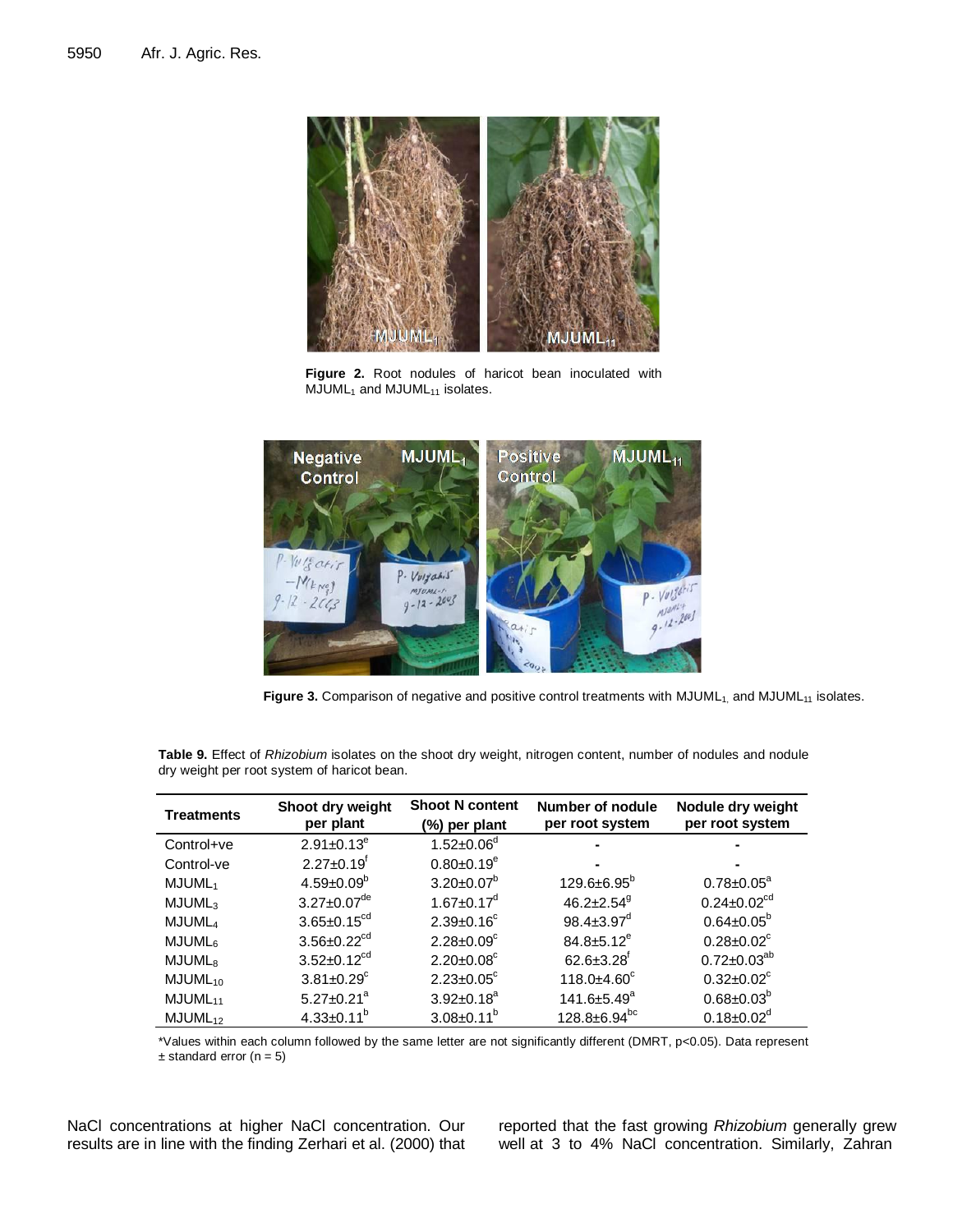Figure 2. Root nodules of haricot bean inoculated with $MJUML_1$ and $MJUML_{11}$ isolates.

Figure 3. Comparison of negative and positive control treatments with $MJUML_1$, and $MJUML_{11}$ isolates.

**Table 9.** Effect of *Rhizobium* isolates on the shoot dry weight, nitrogen content, number of nodules and nodule dry weight per root system of haricot bean.

| Treatments | Shoot dry weight per plant | Shoot N content (%) per plant | Number of nodule per root system | Nodule dry weight per root system |
|---|---|---|---|---|
| Control+ve | $2.91 \pm 0.13^{e}$ | $1.52 \pm 0.06^{d}$ | - | - |
| Control-ve | $2.27 \pm 0.19^{f}$ | $0.80 \pm 0.19^{e}$ | - | - |
| $MJUML_1$ | $4.59 \pm 0.09^{b}$ | $3.20 \pm 0.07^{b}$ | $129.6 \pm 6.95^{b}$ | $0.78 \pm 0.05^{a}$ |
| $MJUML_3$ | $3.27 \pm 0.07^{de}$ | $1.67 \pm 0.17^{d}$ | $46.2 \pm 2.54^{g}$ | $0.24 \pm 0.02^{cd}$ |
| $MJUML_4$ | $3.65 \pm 0.15^{cd}$ | $2.39 \pm 0.16^{c}$ | $98.4 \pm 3.97^{d}$ | $0.64 \pm 0.05^{b}$ |
| $MJUML_6$ | $3.56 \pm 0.22^{cd}$ | $2.28 \pm 0.09^{c}$ | $84.8 \pm 5.12^{e}$ | $0.28 \pm 0.02^{c}$ |
| $MJUML_8$ | $3.52 \pm 0.12^{cd}$ | $2.20 \pm 0.08^{c}$ | $62.6 \pm 3.28^{f}$ | $0.72 \pm 0.03^{ab}$ |
| $MJUML_{10}$ | $3.81 \pm 0.29^{c}$ | $2.23 \pm 0.05^{c}$ | $118.0 \pm 4.60^{c}$ | $0.32 \pm 0.02^{c}$ |
| $MJUML_{11}$ | $5.27 \pm 0.21^{a}$ | $3.92 \pm 0.18^{a}$ | $141.6 \pm 5.49^{a}$ | $0.68 \pm 0.03^{b}$ |
| $MJUML_{12}$ | $4.33 \pm 0.11^{b}$ | $3.08 \pm 0.11^{b}$ | $128.8 \pm 6.94^{bc}$ | $0.18 \pm 0.02^{d}$ |

*Values within each column followed by the same letter are not significantly different (DMRT, $p<0.05$). Data represent ± standard error (n = 5)

NaCl concentrations at higher NaCl concentration. Our results are in line with the finding Zerhari et al. (2000) that reported that the fast growing *Rhizobium* generally grew well at 3 to 4% NaCl concentration. Similarly, Zahran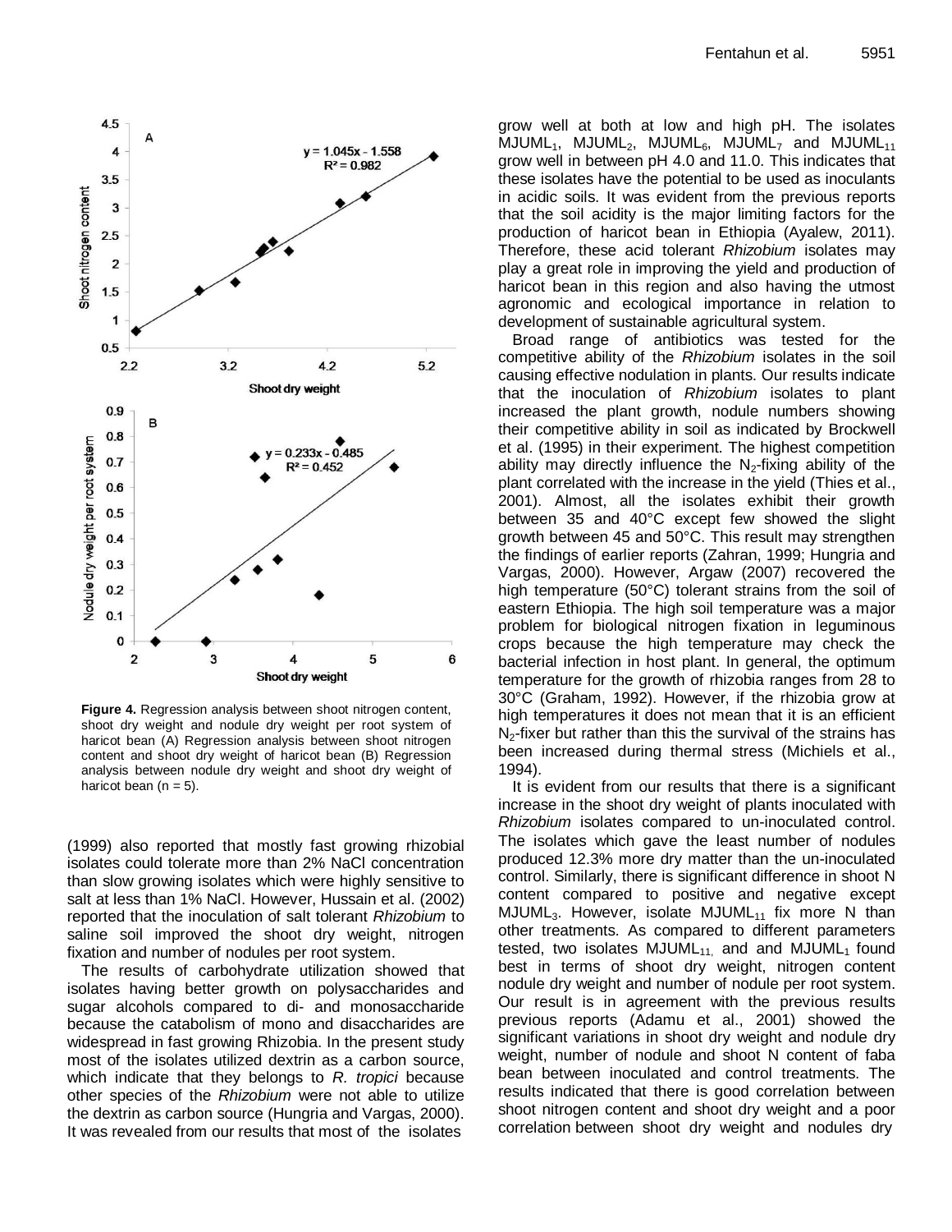**Figure 4.** Regression analysis between shoot nitrogen content, shoot dry weight and nodule dry weight per root system of haricot bean (A) Regression analysis between shoot nitrogen content and shoot dry weight of haricot bean (B) Regression analysis between nodule dry weight and shoot dry weight of haricot bean (n = 5).

(1999) also reported that mostly fast growing rhizobial isolates could tolerate more than 2% NaCl concentration than slow growing isolates which were highly sensitive to salt at less than 1% NaCl. However, Hussain et al. (2002) reported that the inoculation of salt tolerant *Rhizobium* to saline soil improved the shoot dry weight, nitrogen fixation and number of nodules per root system.

The results of carbohydrate utilization showed that isolates having better growth on polysaccharides and sugar alcohols compared to di- and monosaccharide because the catabolism of mono and disaccharides are widespread in fast growing Rhizobia. In the present study most of the isolates utilized dextrin as a carbon source, which indicate that they belongs to *R. tropici* because other species of the *Rhizobium* were not able to utilize the dextrin as carbon source (Hungria and Vargas, 2000). It was revealed from our results that most of the isolates grow well at both at low and high pH. The isolates $MJUML_1$, $MJUML_2$, $MJUML_6$, $MJUML_7$ and $MJUML_{11}$ grow well in between pH 4.0 and 11.0. This indicates that these isolates have the potential to be used as inoculants in acidic soils. It was evident from the previous reports that the soil acidity is the major limiting factors for the production of haricot bean in Ethiopia (Ayalew, 2011). Therefore, these acid tolerant *Rhizobium* isolates may play a great role in improving the yield and production of haricot bean in this region and also having the utmost agronomic and ecological importance in relation to development of sustainable agricultural system.

Broad range of antibiotics was tested for the competitive ability of the *Rhizobium* isolates in the soil causing effective nodulation in plants. Our results indicate that the inoculation of *Rhizobium* isolates to plant increased the plant growth, nodule numbers showing their competitive ability in soil as indicated by Brockwell et al. (1995) in their experiment. The highest competition ability may directly influence the $N_2$-fixing ability of the plant correlated with the increase in the yield (Thies et al., 2001). Almost, all the isolates exhibit their growth between 35 and 40°C except few showed the slight growth between 45 and 50°C. This result may strengthen the findings of earlier reports (Zahran, 1999; Hungria and Vargas, 2000). However, Argaw (2007) recovered the high temperature (50°C) tolerant strains from the soil of eastern Ethiopia. The high soil temperature was a major problem for biological nitrogen fixation in leguminous crops because the high temperature may check the bacterial infection in host plant. In general, the optimum temperature for the growth of rhizobia ranges from 28 to 30°C (Graham, 1992). However, if the rhizobia grow at high temperatures it does not mean that it is an efficient $N_2$-fixer but rather than this the survival of the strains has been increased during thermal stress (Michiels et al., 1994).

It is evident from our results that there is a significant increase in the shoot dry weight of plants inoculated with *Rhizobium* isolates compared to un-inoculated control. The isolates which gave the least number of nodules produced 12.3% more dry matter than the un-inoculated control. Similarly, there is significant difference in shoot N content compared to positive and negative except $MJUML_3$. However, isolate $MJUML_{11}$ fix more N than other treatments. As compared to different parameters tested, two isolates $MJUML_{11}$ and and $MJUML_1$ found best in terms of shoot dry weight, nitrogen content nodule dry weight and number of nodule per root system. Our result is in agreement with the previous results previous reports (Adamu et al., 2001) showed the significant variations in shoot dry weight and nodule dry weight, number of nodule and shoot N content of faba bean between inoculated and control treatments. The results indicated that there is good correlation between shoot nitrogen content and shoot dry weight and a poor correlation between shoot dry weight and nodules dry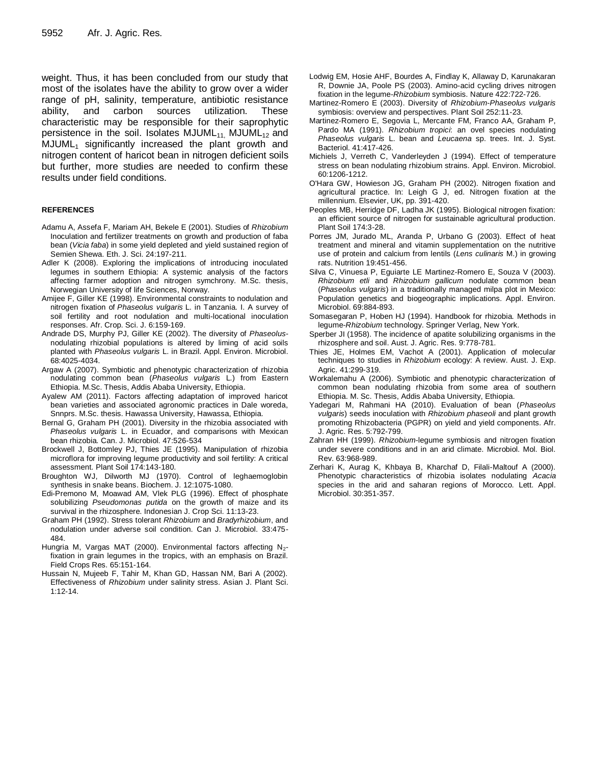weight. Thus, it has been concluded from our study that most of the isolates have the ability to grow over a wider range of pH, salinity, temperature, antibiotic resistance ability, and carbon sources utilization. These characteristic may be responsible for their saprophytic persistence in the soil. Isolates $MJUML_{11}$, $MJUML_{12}$ and $MJUML_{1}$ significantly increased the plant growth and nitrogen content of haricot bean in nitrogen deficient soils but further, more studies are needed to confirm these results under field conditions.

## REFERENCES

Adamu A, Assefa F, Mariam AH, Bekele E (2001). Studies of *Rhizobium* Inoculation and fertilizer treatments on growth and production of faba bean (*Vicia faba*) in some yield depleted and yield sustained region of Semien Shewa. Eth. J. Sci. 24:197-211.

Adler K (2008). Exploring the implications of introducing inoculated legumes in southern Ethiopia: A systemic analysis of the factors affecting farmer adoption and nitrogen symchrony. M.Sc. thesis, Norwegian University of life Sciences, Norway.

Amijee F, Giller KE (1998). Environmental constraints to nodulation and nitrogen fixation of *Phaseolus vulgaris* L. in Tanzania. I. A survey of soil fertility and root nodulation and multi-locational inoculation responses. Afr. Crop. Sci. J. 6:159-169.

Andrade DS, Murphy PJ, Giller KE (2002). The diversity of *Phaseolus*-nodulating rhizobial populations is altered by liming of acid soils planted with *Phaseolus vulgaris* L. in Brazil. Appl. Environ. Microbiol. 68:4025-4034.

Argaw A (2007). Symbiotic and phenotypic characterization of rhizobia nodulating common bean (*Phaseolus vulgaris* L.) from Eastern Ethiopia. M.Sc. Thesis, Addis Ababa University, Ethiopia.

Ayalew AM (2011). Factors affecting adaptation of improved haricot bean varieties and associated agronomic practices in Dale woreda, Snnprs. M.Sc. thesis. Hawassa University, Hawassa, Ethiopia.

Bernal G, Graham PH (2001). Diversity in the rhizobia associated with *Phaseolus vulgaris* L. in Ecuador, and comparisons with Mexican bean rhizobia. Can. J. Microbiol. 47:526-534

Brockwell J, Bottomley PJ, Thies JE (1995). Manipulation of rhizobia microflora for improving legume productivity and soil fertility: A critical assessment. Plant Soil 174:143-180.

Broughton WJ, Dilworth MJ (1970). Control of leghaemoglobin synthesis in snake beans. Biochem. J. 12:1075-1080.

Edi-Premono M, Moawad AM, Vlek PLG (1996). Effect of phosphate solubilizing *Pseudomonas putida* on the growth of maize and its survival in the rhizosphere. Indonesian J. Crop Sci. 11:13-23.

Graham PH (1992). Stress tolerant *Rhizobium* and *Bradyrhizobium*, and nodulation under adverse soil condition. Can J. Microbiol. 33:475-484.

Hungria M, Vargas MAT (2000). Environmental factors affecting $N_2$-fixation in grain legumes in the tropics, with an emphasis on Brazil. Field Crops Res. 65:151-164.

Hussain N, Mujeeb F, Tahir M, Khan GD, Hassan NM, Bari A (2002). Effectiveness of *Rhizobium* under salinity stress. Asian J. Plant Sci. 1:12-14.

Lodwig EM, Hosie AHF, Bourdes A, Findlay K, Allaway D, Karunakaran R, Downie JA, Poole PS (2003). Amino-acid cycling drives nitrogen fixation in the legume-*Rhizobium* symbiosis. Nature 422:722-726.

Martinez-Romero E (2003). Diversity of *Rhizobium-Phaseolus vulgaris* symbiosis: overview and perspectives. Plant Soil 252:11-23.

Martinez-Romero E, Segovia L, Mercante FM, Franco AA, Graham P, Pardo MA (1991). *Rhizobium tropici*: an ovel species nodulating *Phaseolus vulgaris* L. bean and *Leucaena* sp. trees. Int. J. Syst. Bacteriol. 41:417-426.

Michiels J, Verreth C, Vanderleyden J (1994). Effect of temperature stress on bean nodulating rhizobium strains. Appl. Environ. Microbiol. 60:1206-1212.

O'Hara GW, Howieson JG, Graham PH (2002). Nitrogen fixation and agricultural practice. In: Leigh G J, ed. Nitrogen fixation at the millennium. Elsevier, UK, pp. 391-420.

Peoples MB, Herridge DF, Ladha JK (1995). Biological nitrogen fixation: an efficient source of nitrogen for sustainable agricultural production. Plant Soil 174:3-28.

Porres JM, Jurado ML, Aranda P, Urbano G (2003). Effect of heat treatment and mineral and vitamin supplementation on the nutritive use of protein and calcium from lentils (*Lens culinaris* M.) in growing rats. Nutrition 19:451-456.

Silva C, Vinuesa P, Eguiarte LE Martinez-Romero E, Souza V (2003). *Rhizobium etli* and *Rhizobium gallicum* nodulate common bean (*Phaseolus vulgaris*) in a traditionally managed milpa plot in Mexico: Population genetics and biogeographic implications. Appl. Environ. Microbiol. 69:884-893.

Somasegaran P, Hoben HJ (1994). Handbook for rhizobia. Methods in legume-*Rhizobium* technology. Springer Verlag, New York.

Sperber JI (1958). The incidence of apatite solubilizing organisms in the rhizosphere and soil. Aust. J. Agric. Res. 9:778-781.

Thies JE, Holmes EM, Vachot A (2001). Application of molecular techniques to studies in *Rhizobium* ecology: A review. Aust. J. Exp. Agric. 41:299-319.

Workalemahu A (2006). Symbiotic and phenotypic characterization of common bean nodulating rhizobia from some area of southern Ethiopia. M. Sc. Thesis, Addis Ababa University, Ethiopia.

Yadegari M, Rahmani HA (2010). Evaluation of bean (*Phaseolus vulgaris*) seeds inoculation with *Rhizobium phaseoli* and plant growth promoting Rhizobacteria (PGPR) on yield and yield components. Afr. J. Agric. Res. 5:792-799.

Zahran HH (1999). *Rhizobium*-legume symbiosis and nitrogen fixation under severe conditions and in an arid climate. Microbiol. Mol. Biol. Rev. 63:968-989.

Zerhari K, Aurag K, Khbaya B, Kharchaf D, Filali-Maltouf A (2000). Phenotypic characteristics of rhizobia isolates nodulating *Acacia* species in the arid and saharan regions of Morocco. Lett. Appl. Microbiol. 30:351-357.